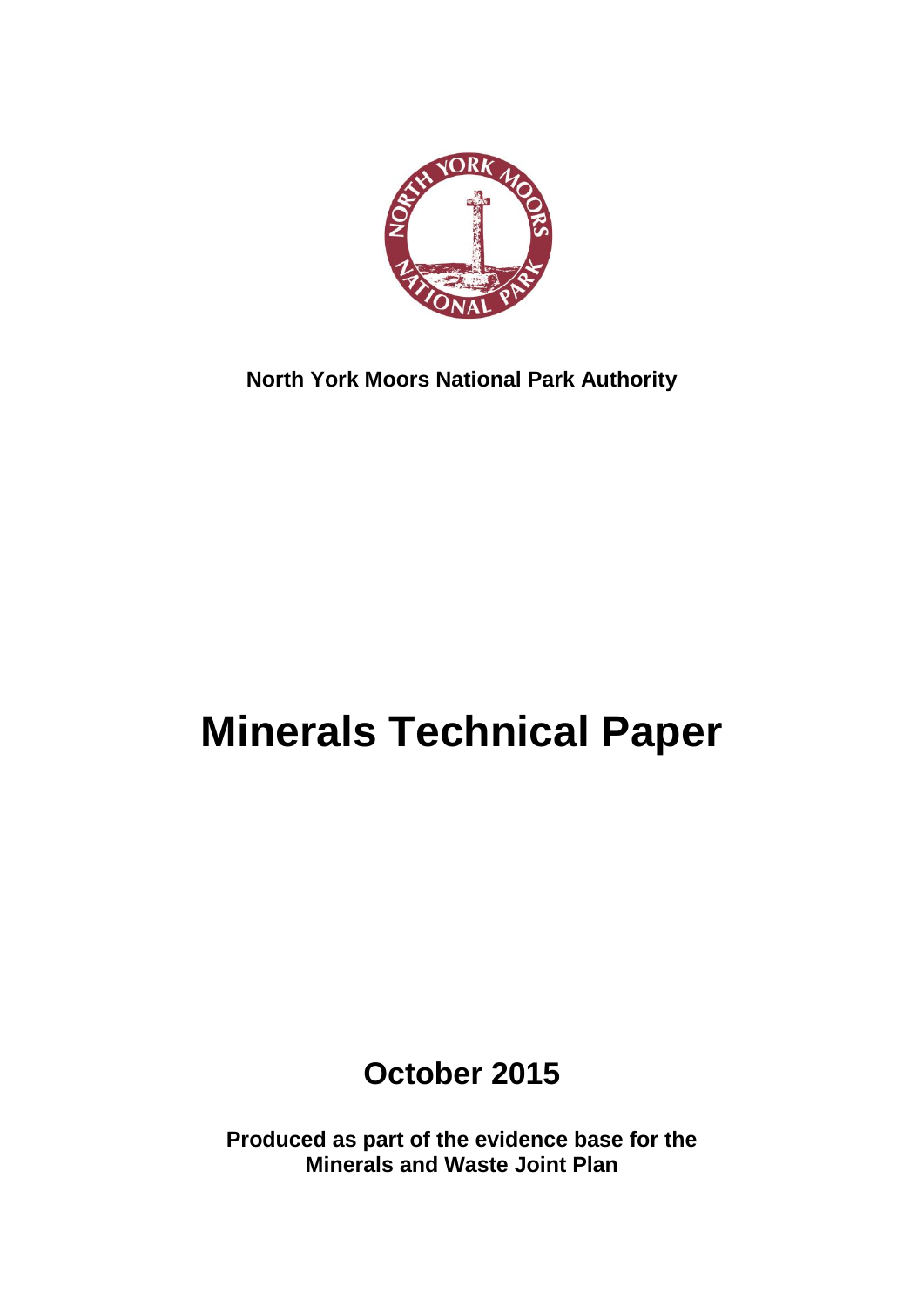**North York Moors National Park Authority**

# Minerals Technical Paper

## October 2015

**Produced as part of the evidence base for the Minerals and Waste Joint Plan**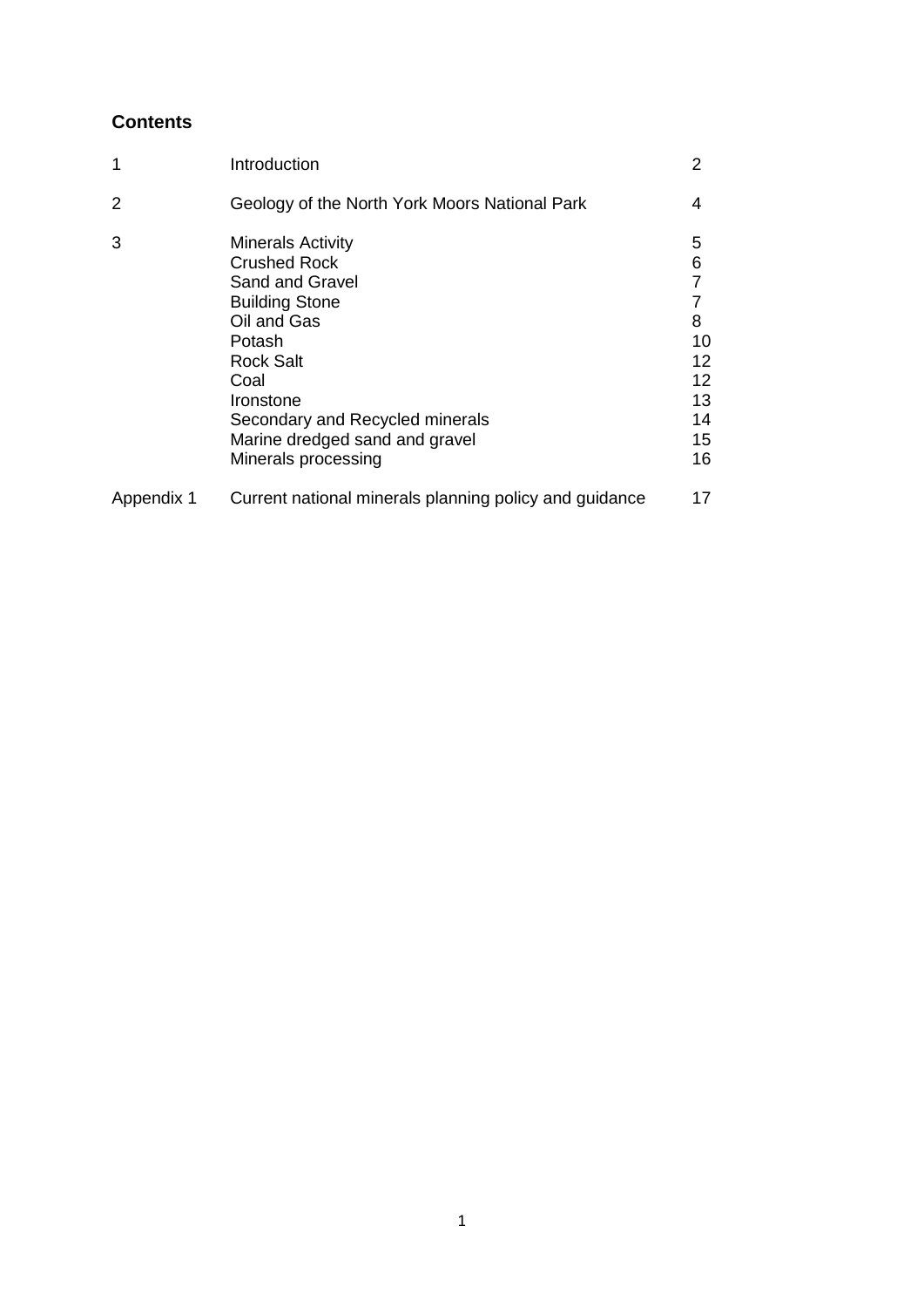## Contents

| | | |
|---|---|---|
| 1 | Introduction | 2 |
| 2 | Geology of the North York Moors National Park | 4 |
| 3 | Minerals Activity | 5 |
| | Crushed Rock | 6 |
| | Sand and Gravel | 7 |
| | Building Stone | 7 |
| | Oil and Gas | 8 |
| | Potash | 10 |
| | Rock Salt | 12 |
| | Coal | 12 |
| | Ironstone | 13 |
| | Secondary and Recycled minerals | 14 |
| | Marine dredged sand and gravel | 15 |
| | Minerals processing | 16 |
| Appendix 1 | Current national minerals planning policy and guidance | 17 |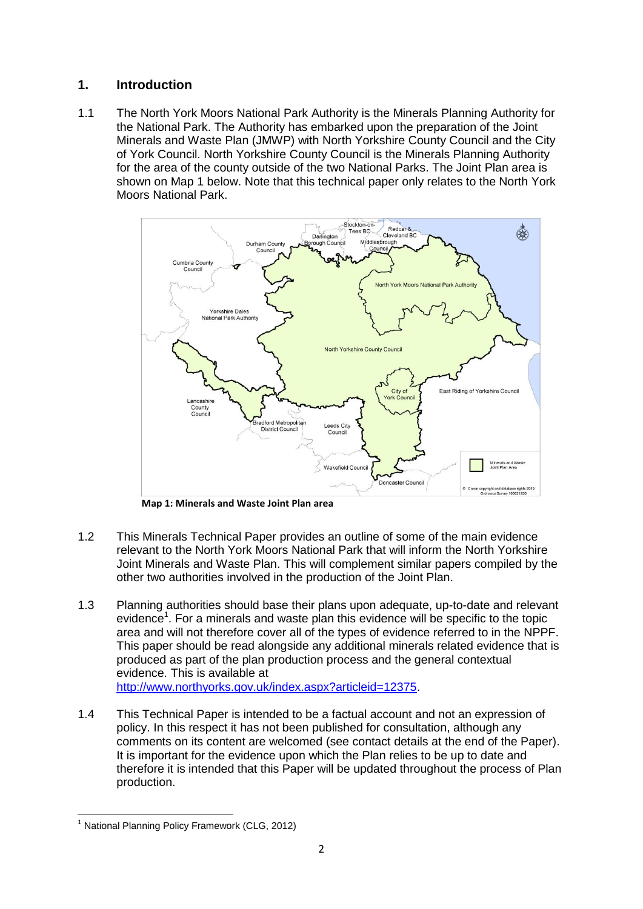## 1. Introduction

1.1 The North York Moors National Park Authority is the Minerals Planning Authority for the National Park. The Authority has embarked upon the preparation of the Joint Minerals and Waste Plan (JMWP) with North Yorkshire County Council and the City of York Council. North Yorkshire County Council is the Minerals Planning Authority for the area of the county outside of the two National Parks. The Joint Plan area is shown on Map 1 below. Note that this technical paper only relates to the North York Moors National Park.

**Map 1: Minerals and Waste Joint Plan area**

1.2 This Minerals Technical Paper provides an outline of some of the main evidence relevant to the North York Moors National Park that will inform the North Yorkshire Joint Minerals and Waste Plan. This will complement similar papers compiled by the other two authorities involved in the production of the Joint Plan.

1.3 Planning authorities should base their plans upon adequate, up-to-date and relevant evidence[1]. For a minerals and waste plan this evidence will be specific to the topic area and will not therefore cover all of the types of evidence referred to in the NPPF. This paper should be read alongside any additional minerals related evidence that is produced as part of the plan production process and the general contextual evidence. This is available at http://www.northyorks.gov.uk/index.aspx?articleid=12375.

1.4 This Technical Paper is intended to be a factual account and not an expression of policy. In this respect it has not been published for consultation, although any comments on its content are welcomed (see contact details at the end of the Paper). It is important for the evidence upon which the Plan relies to be up to date and therefore it is intended that this Paper will be updated throughout the process of Plan production.

---

[1] National Planning Policy Framework (CLG, 2012)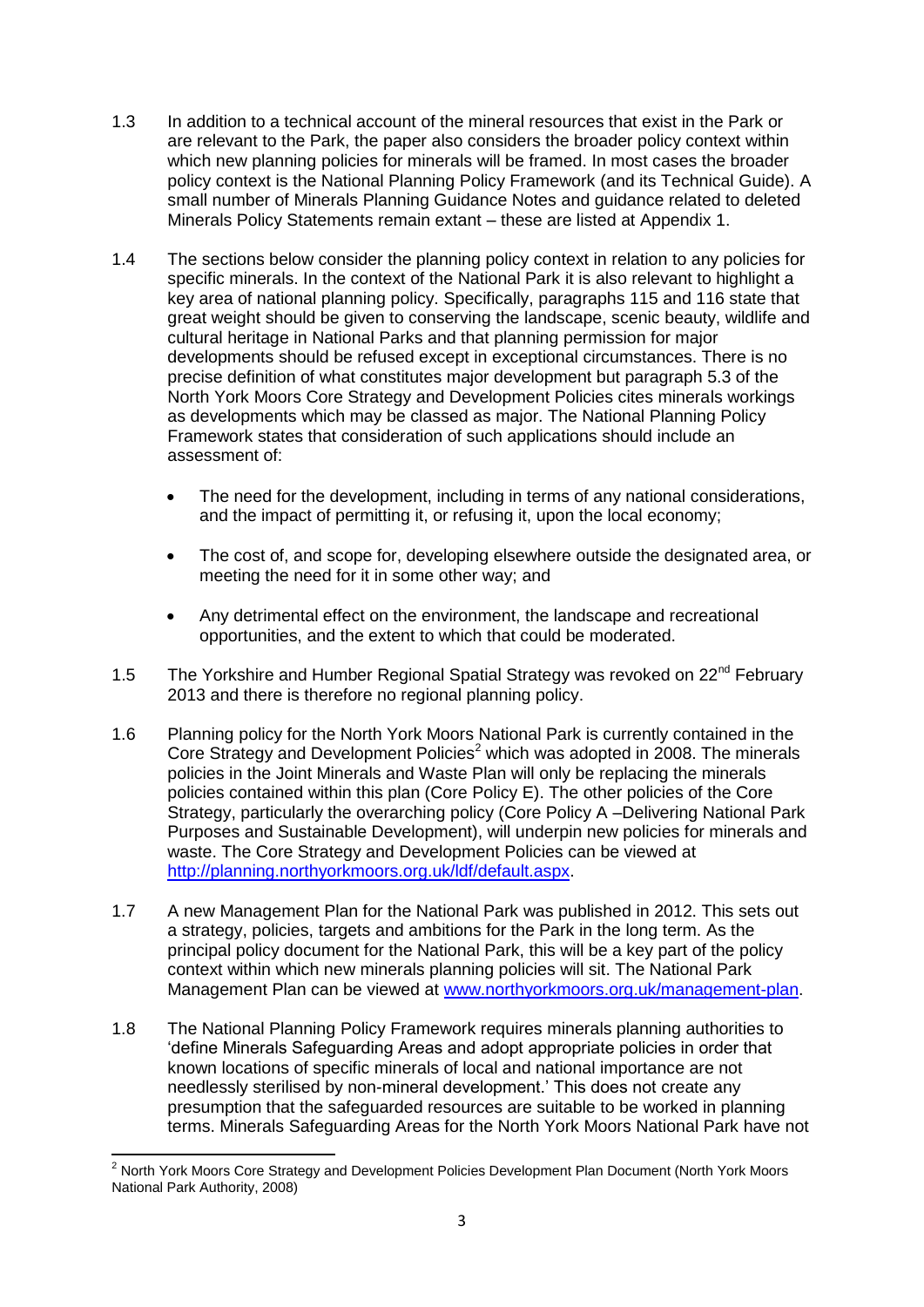1.3 In addition to a technical account of the mineral resources that exist in the Park or are relevant to the Park, the paper also considers the broader policy context within which new planning policies for minerals will be framed. In most cases the broader policy context is the National Planning Policy Framework (and its Technical Guide). A small number of Minerals Planning Guidance Notes and guidance related to deleted Minerals Policy Statements remain extant – these are listed at Appendix 1.

1.4 The sections below consider the planning policy context in relation to any policies for specific minerals. In the context of the National Park it is also relevant to highlight a key area of national planning policy. Specifically, paragraphs 115 and 116 state that great weight should be given to conserving the landscape, scenic beauty, wildlife and cultural heritage in National Parks and that planning permission for major developments should be refused except in exceptional circumstances. There is no precise definition of what constitutes major development but paragraph 5.3 of the North York Moors Core Strategy and Development Policies cites minerals workings as developments which may be classed as major. The National Planning Policy Framework states that consideration of such applications should include an assessment of:

- The need for the development, including in terms of any national considerations, and the impact of permitting it, or refusing it, upon the local economy;
- The cost of, and scope for, developing elsewhere outside the designated area, or meeting the need for it in some other way; and
- Any detrimental effect on the environment, the landscape and recreational opportunities, and the extent to which that could be moderated.

1.5 The Yorkshire and Humber Regional Spatial Strategy was revoked on 22nd February 2013 and there is therefore no regional planning policy.

1.6 Planning policy for the North York Moors National Park is currently contained in the Core Strategy and Development Policies[2] which was adopted in 2008. The minerals policies in the Joint Minerals and Waste Plan will only be replacing the minerals policies contained within this plan (Core Policy E). The other policies of the Core Strategy, particularly the overarching policy (Core Policy A –Delivering National Park Purposes and Sustainable Development), will underpin new policies for minerals and waste. The Core Strategy and Development Policies can be viewed at http://planning.northyorkmoors.org.uk/ldf/default.aspx.

1.7 A new Management Plan for the National Park was published in 2012. This sets out a strategy, policies, targets and ambitions for the Park in the long term. As the principal policy document for the National Park, this will be a key part of the policy context within which new minerals planning policies will sit. The National Park Management Plan can be viewed at www.northyorkmoors.org.uk/management-plan.

1.8 The National Planning Policy Framework requires minerals planning authorities to 'define Minerals Safeguarding Areas and adopt appropriate policies in order that known locations of specific minerals of local and national importance are not needlessly sterilised by non-mineral development.' This does not create any presumption that the safeguarded resources are suitable to be worked in planning terms. Minerals Safeguarding Areas for the North York Moors National Park have not

---

[2] North York Moors Core Strategy and Development Policies Development Plan Document (North York Moors National Park Authority, 2008)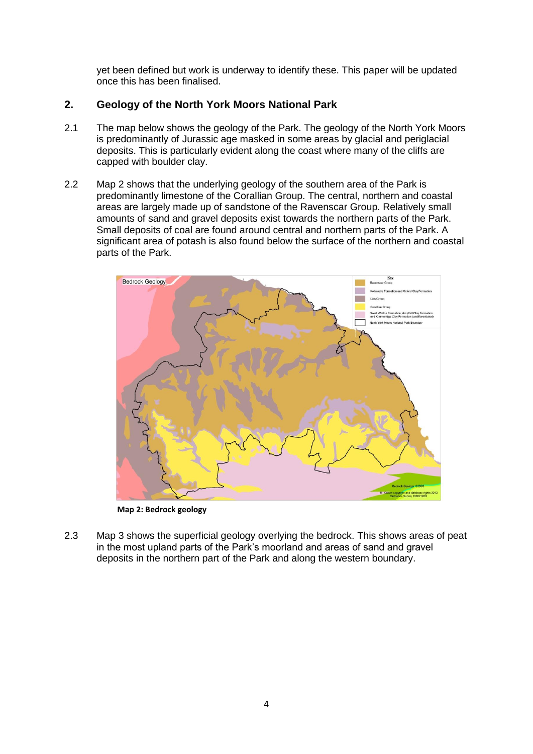yet been defined but work is underway to identify these. This paper will be updated once this has been finalised.

## 2. Geology of the North York Moors National Park

2.1 The map below shows the geology of the Park. The geology of the North York Moors is predominantly of Jurassic age masked in some areas by glacial and periglacial deposits. This is particularly evident along the coast where many of the cliffs are capped with boulder clay.

2.2 Map 2 shows that the underlying geology of the southern area of the Park is predominantly limestone of the Corallian Group. The central, northern and coastal areas are largely made up of sandstone of the Ravenscar Group. Relatively small amounts of sand and gravel deposits exist towards the northern parts of the Park. Small deposits of coal are found around central and northern parts of the Park. A significant area of potash is also found below the surface of the northern and coastal parts of the Park.

**Map 2: Bedrock geology**

2.3 Map 3 shows the superficial geology overlying the bedrock. This shows areas of peat in the most upland parts of the Park's moorland and areas of sand and gravel deposits in the northern part of the Park and along the western boundary.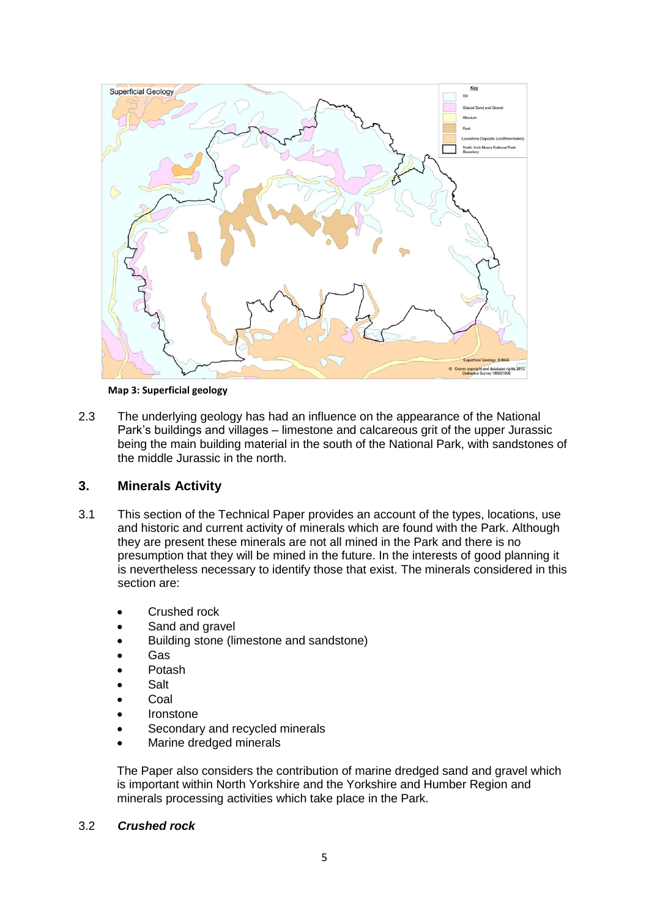**Map 3: Superficial geology**

2.3 The underlying geology has had an influence on the appearance of the National Park's buildings and villages – limestone and calcareous grit of the upper Jurassic being the main building material in the south of the National Park, with sandstones of the middle Jurassic in the north.

## 3. Minerals Activity

3.1 This section of the Technical Paper provides an account of the types, locations, use and historic and current activity of minerals which are found with the Park. Although they are present these minerals are not all mined in the Park and there is no presumption that they will be mined in the future. In the interests of good planning it is nevertheless necessary to identify those that exist. The minerals considered in this section are:

- Crushed rock
- Sand and gravel
- Building stone (limestone and sandstone)
- Gas
- Potash
- Salt
- Coal
- Ironstone
- Secondary and recycled minerals
- Marine dredged minerals

The Paper also considers the contribution of marine dredged sand and gravel which is important within North Yorkshire and the Yorkshire and Humber Region and minerals processing activities which take place in the Park.

3.2 ***Crushed rock***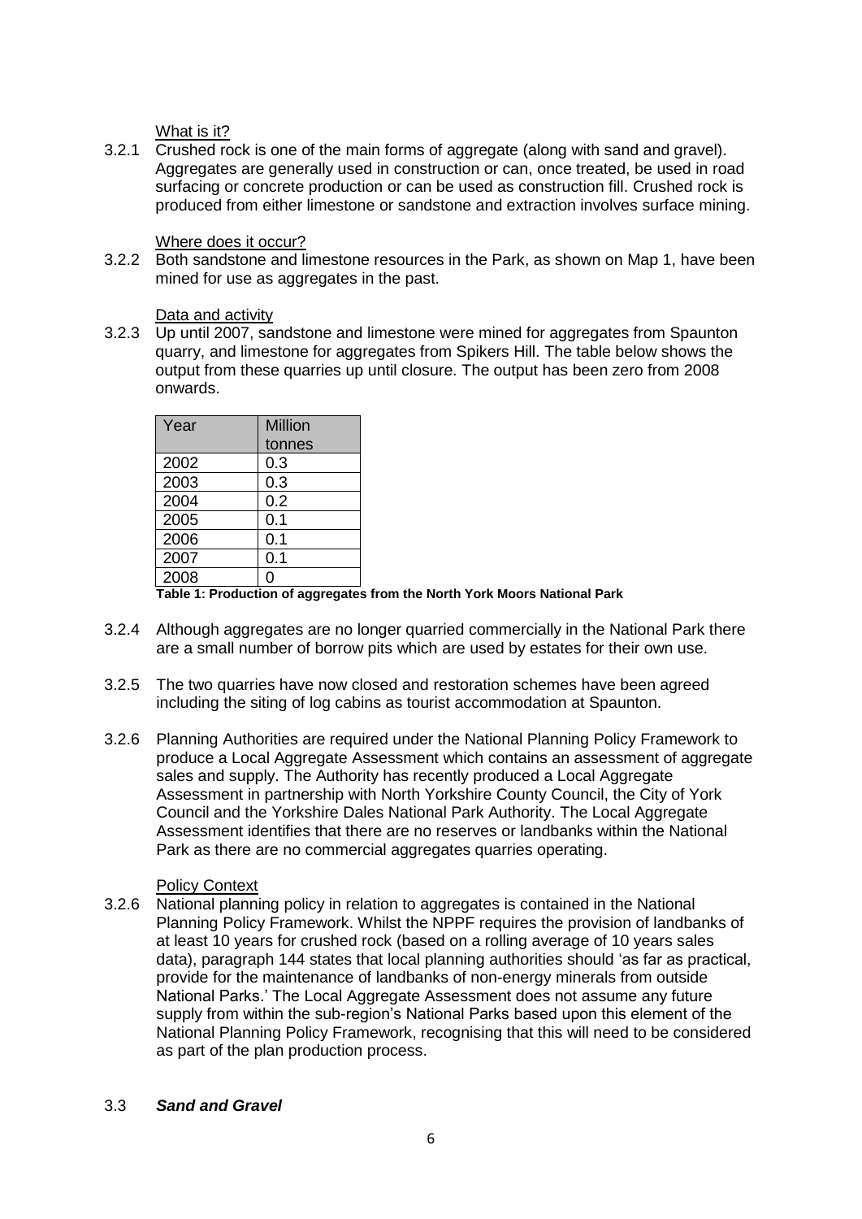What is it?

3.2.1 Crushed rock is one of the main forms of aggregate (along with sand and gravel). Aggregates are generally used in construction or can, once treated, be used in road surfacing or concrete production or can be used as construction fill. Crushed rock is produced from either limestone or sandstone and extraction involves surface mining.

Where does it occur?

3.2.2 Both sandstone and limestone resources in the Park, as shown on Map 1, have been mined for use as aggregates in the past.

Data and activity

3.2.3 Up until 2007, sandstone and limestone were mined for aggregates from Spaunton quarry, and limestone for aggregates from Spikers Hill. The table below shows the output from these quarries up until closure. The output has been zero from 2008 onwards.

| Year | Million tonnes |
|---|---|
| 2002 | 0.3 |
| 2003 | 0.3 |
| 2004 | 0.2 |
| 2005 | 0.1 |
| 2006 | 0.1 |
| 2007 | 0.1 |
| 2008 | 0 |

**Table 1: Production of aggregates from the North York Moors National Park**

3.2.4 Although aggregates are no longer quarried commercially in the National Park there are a small number of borrow pits which are used by estates for their own use.

3.2.5 The two quarries have now closed and restoration schemes have been agreed including the siting of log cabins as tourist accommodation at Spaunton.

3.2.6 Planning Authorities are required under the National Planning Policy Framework to produce a Local Aggregate Assessment which contains an assessment of aggregate sales and supply. The Authority has recently produced a Local Aggregate Assessment in partnership with North Yorkshire County Council, the City of York Council and the Yorkshire Dales National Park Authority. The Local Aggregate Assessment identifies that there are no reserves or landbanks within the National Park as there are no commercial aggregates quarries operating.

Policy Context

3.2.6 National planning policy in relation to aggregates is contained in the National Planning Policy Framework. Whilst the NPPF requires the provision of landbanks of at least 10 years for crushed rock (based on a rolling average of 10 years sales data), paragraph 144 states that local planning authorities should 'as far as practical, provide for the maintenance of landbanks of non-energy minerals from outside National Parks.' The Local Aggregate Assessment does not assume any future supply from within the sub-region's National Parks based upon this element of the National Planning Policy Framework, recognising that this will need to be considered as part of the plan production process.

### 3.3 ***Sand and Gravel***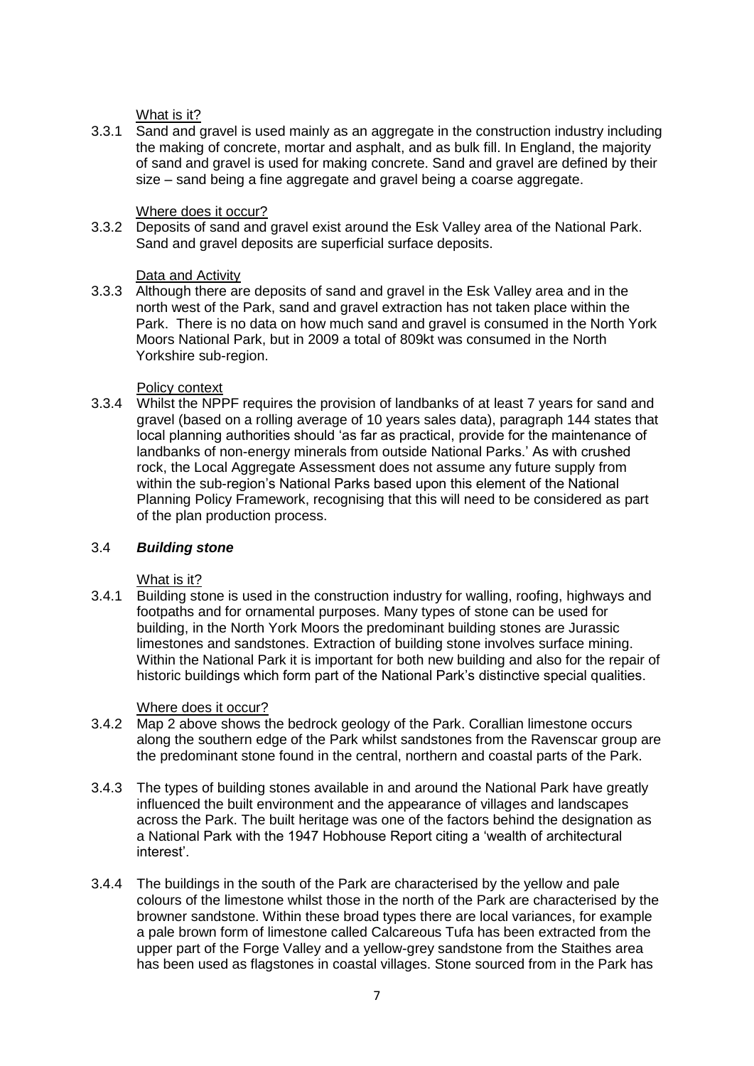What is it?

3.3.1 Sand and gravel is used mainly as an aggregate in the construction industry including the making of concrete, mortar and asphalt, and as bulk fill. In England, the majority of sand and gravel is used for making concrete. Sand and gravel are defined by their size – sand being a fine aggregate and gravel being a coarse aggregate.

Where does it occur?

3.3.2 Deposits of sand and gravel exist around the Esk Valley area of the National Park. Sand and gravel deposits are superficial surface deposits.

Data and Activity

3.3.3 Although there are deposits of sand and gravel in the Esk Valley area and in the north west of the Park, sand and gravel extraction has not taken place within the Park. There is no data on how much sand and gravel is consumed in the North York Moors National Park, but in 2009 a total of 809kt was consumed in the North Yorkshire sub-region.

Policy context

3.3.4 Whilst the NPPF requires the provision of landbanks of at least 7 years for sand and gravel (based on a rolling average of 10 years sales data), paragraph 144 states that local planning authorities should 'as far as practical, provide for the maintenance of landbanks of non-energy minerals from outside National Parks.' As with crushed rock, the Local Aggregate Assessment does not assume any future supply from within the sub-region's National Parks based upon this element of the National Planning Policy Framework, recognising that this will need to be considered as part of the plan production process.

## 3.4 ***Building stone***

What is it?

3.4.1 Building stone is used in the construction industry for walling, roofing, highways and footpaths and for ornamental purposes. Many types of stone can be used for building, in the North York Moors the predominant building stones are Jurassic limestones and sandstones. Extraction of building stone involves surface mining. Within the National Park it is important for both new building and also for the repair of historic buildings which form part of the National Park's distinctive special qualities.

Where does it occur?

3.4.2 Map 2 above shows the bedrock geology of the Park. Corallian limestone occurs along the southern edge of the Park whilst sandstones from the Ravenscar group are the predominant stone found in the central, northern and coastal parts of the Park.

3.4.3 The types of building stones available in and around the National Park have greatly influenced the built environment and the appearance of villages and landscapes across the Park. The built heritage was one of the factors behind the designation as a National Park with the 1947 Hobhouse Report citing a 'wealth of architectural interest'.

3.4.4 The buildings in the south of the Park are characterised by the yellow and pale colours of the limestone whilst those in the north of the Park are characterised by the browner sandstone. Within these broad types there are local variances, for example a pale brown form of limestone called Calcareous Tufa has been extracted from the upper part of the Forge Valley and a yellow-grey sandstone from the Staithes area has been used as flagstones in coastal villages. Stone sourced from in the Park has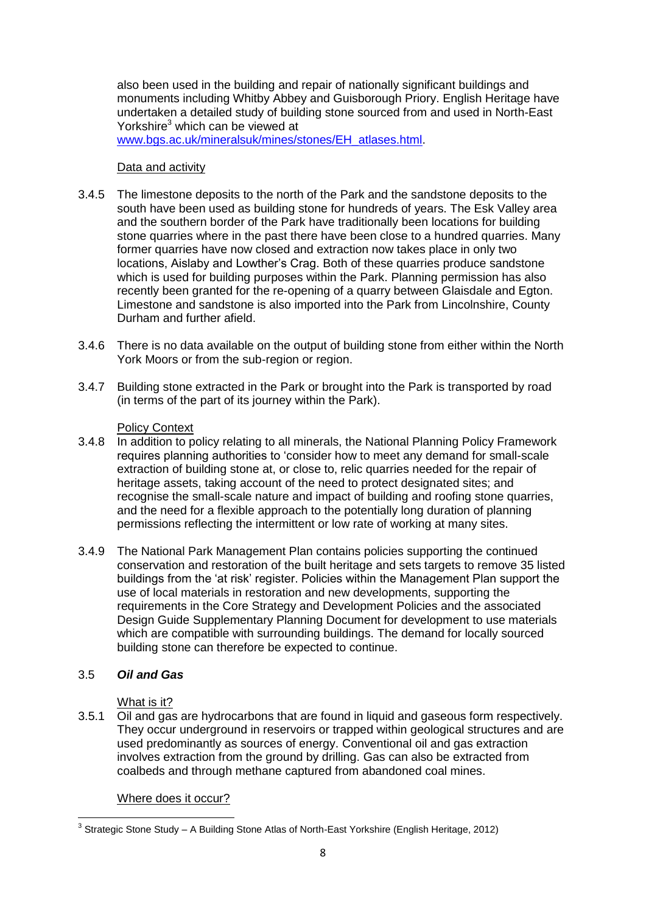also been used in the building and repair of nationally significant buildings and monuments including Whitby Abbey and Guisborough Priory. English Heritage have undertaken a detailed study of building stone sourced from and used in North-East Yorkshire[3] which can be viewed at www.bgs.ac.uk/mineralsuk/mines/stones/EH_atlases.html.

Data and activity

3.4.5 The limestone deposits to the north of the Park and the sandstone deposits to the south have been used as building stone for hundreds of years. The Esk Valley area and the southern border of the Park have traditionally been locations for building stone quarries where in the past there have been close to a hundred quarries. Many former quarries have now closed and extraction now takes place in only two locations, Aislaby and Lowther's Crag. Both of these quarries produce sandstone which is used for building purposes within the Park. Planning permission has also recently been granted for the re-opening of a quarry between Glaisdale and Egton. Limestone and sandstone is also imported into the Park from Lincolnshire, County Durham and further afield.

3.4.6 There is no data available on the output of building stone from either within the North York Moors or from the sub-region or region.

3.4.7 Building stone extracted in the Park or brought into the Park is transported by road (in terms of the part of its journey within the Park).

Policy Context

3.4.8 In addition to policy relating to all minerals, the National Planning Policy Framework requires planning authorities to 'consider how to meet any demand for small-scale extraction of building stone at, or close to, relic quarries needed for the repair of heritage assets, taking account of the need to protect designated sites; and recognise the small-scale nature and impact of building and roofing stone quarries, and the need for a flexible approach to the potentially long duration of planning permissions reflecting the intermittent or low rate of working at many sites.

3.4.9 The National Park Management Plan contains policies supporting the continued conservation and restoration of the built heritage and sets targets to remove 35 listed buildings from the 'at risk' register. Policies within the Management Plan support the use of local materials in restoration and new developments, supporting the requirements in the Core Strategy and Development Policies and the associated Design Guide Supplementary Planning Document for development to use materials which are compatible with surrounding buildings. The demand for locally sourced building stone can therefore be expected to continue.

### 3.5 *Oil and Gas*

What is it?

3.5.1 Oil and gas are hydrocarbons that are found in liquid and gaseous form respectively. They occur underground in reservoirs or trapped within geological structures and are used predominantly as sources of energy. Conventional oil and gas extraction involves extraction from the ground by drilling. Gas can also be extracted from coalbeds and through methane captured from abandoned coal mines.

Where does it occur?

[3] Strategic Stone Study – A Building Stone Atlas of North-East Yorkshire (English Heritage, 2012)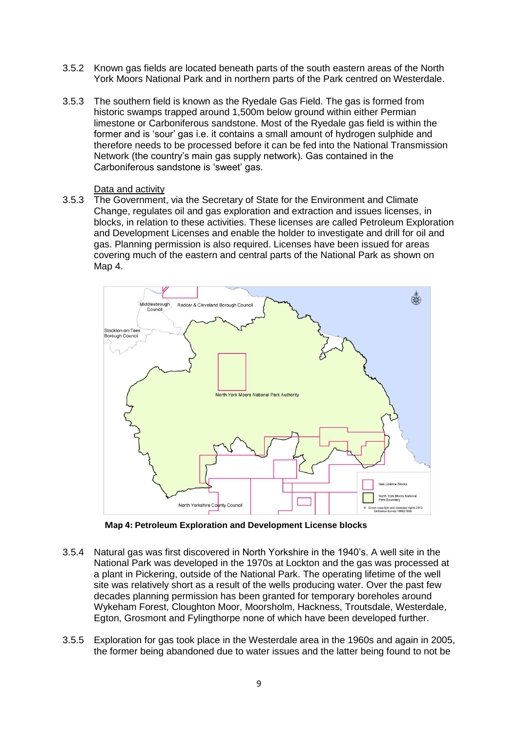3.5.2 Known gas fields are located beneath parts of the south eastern areas of the North York Moors National Park and in northern parts of the Park centred on Westerdale.

3.5.3 The southern field is known as the Ryedale Gas Field. The gas is formed from historic swamps trapped around 1,500m below ground within either Permian limestone or Carboniferous sandstone. Most of the Ryedale gas field is within the former and is 'sour' gas i.e. it contains a small amount of hydrogen sulphide and therefore needs to be processed before it can be fed into the National Transmission Network (the country's main gas supply network). Gas contained in the Carboniferous sandstone is 'sweet' gas.

<u>Data and activity</u>

3.5.3 The Government, via the Secretary of State for the Environment and Climate Change, regulates oil and gas exploration and extraction and issues licenses, in blocks, in relation to these activities. These licenses are called Petroleum Exploration and Development Licenses and enable the holder to investigate and drill for oil and gas. Planning permission is also required. Licenses have been issued for areas covering much of the eastern and central parts of the National Park as shown on Map 4.

**Map 4: Petroleum Exploration and Development License blocks**

3.5.4 Natural gas was first discovered in North Yorkshire in the 1940's. A well site in the National Park was developed in the 1970s at Lockton and the gas was processed at a plant in Pickering, outside of the National Park. The operating lifetime of the well site was relatively short as a result of the wells producing water. Over the past few decades planning permission has been granted for temporary boreholes around Wykeham Forest, Cloughton Moor, Moorsholm, Hackness, Troutsdale, Westerdale, Egton, Grosmont and Fylingthorpe none of which have been developed further.

3.5.5 Exploration for gas took place in the Westerdale area in the 1960s and again in 2005, the former being abandoned due to water issues and the latter being found to not be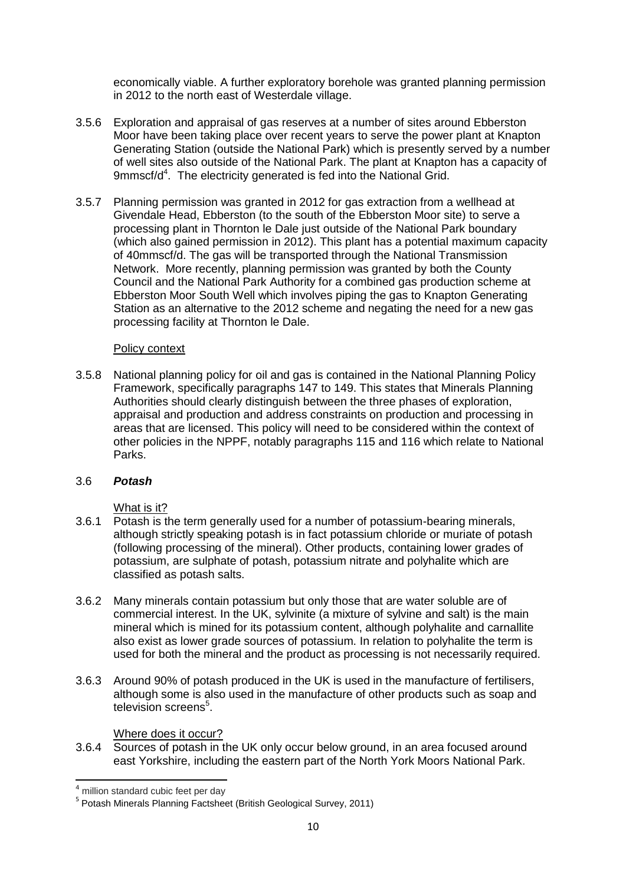economically viable. A further exploratory borehole was granted planning permission in 2012 to the north east of Westerdale village.

3.5.6 Exploration and appraisal of gas reserves at a number of sites around Ebberston Moor have been taking place over recent years to serve the power plant at Knapton Generating Station (outside the National Park) which is presently served by a number of well sites also outside of the National Park. The plant at Knapton has a capacity of 9mmscf/d[4]. The electricity generated is fed into the National Grid.

3.5.7 Planning permission was granted in 2012 for gas extraction from a wellhead at Givendale Head, Ebberston (to the south of the Ebberston Moor site) to serve a processing plant in Thornton le Dale just outside of the National Park boundary (which also gained permission in 2012). This plant has a potential maximum capacity of 40mmscf/d. The gas will be transported through the National Transmission Network. More recently, planning permission was granted by both the County Council and the National Park Authority for a combined gas production scheme at Ebberston Moor South Well which involves piping the gas to Knapton Generating Station as an alternative to the 2012 scheme and negating the need for a new gas processing facility at Thornton le Dale.

Policy context

3.5.8 National planning policy for oil and gas is contained in the National Planning Policy Framework, specifically paragraphs 147 to 149. This states that Minerals Planning Authorities should clearly distinguish between the three phases of exploration, appraisal and production and address constraints on production and processing in areas that are licensed. This policy will need to be considered within the context of other policies in the NPPF, notably paragraphs 115 and 116 which relate to National Parks.

### 3.6 ***Potash***

What is it?

3.6.1 Potash is the term generally used for a number of potassium-bearing minerals, although strictly speaking potash is in fact potassium chloride or muriate of potash (following processing of the mineral). Other products, containing lower grades of potassium, are sulphate of potash, potassium nitrate and polyhalite which are classified as potash salts.

3.6.2 Many minerals contain potassium but only those that are water soluble are of commercial interest. In the UK, sylvinite (a mixture of sylvine and salt) is the main mineral which is mined for its potassium content, although polyhalite and carnallite also exist as lower grade sources of potassium. In relation to polyhalite the term is used for both the mineral and the product as processing is not necessarily required.

3.6.3 Around 90% of potash produced in the UK is used in the manufacture of fertilisers, although some is also used in the manufacture of other products such as soap and television screens[5].

Where does it occur?

3.6.4 Sources of potash in the UK only occur below ground, in an area focused around east Yorkshire, including the eastern part of the North York Moors National Park.

---

[4] million standard cubic feet per day

[5] Potash Minerals Planning Factsheet (British Geological Survey, 2011)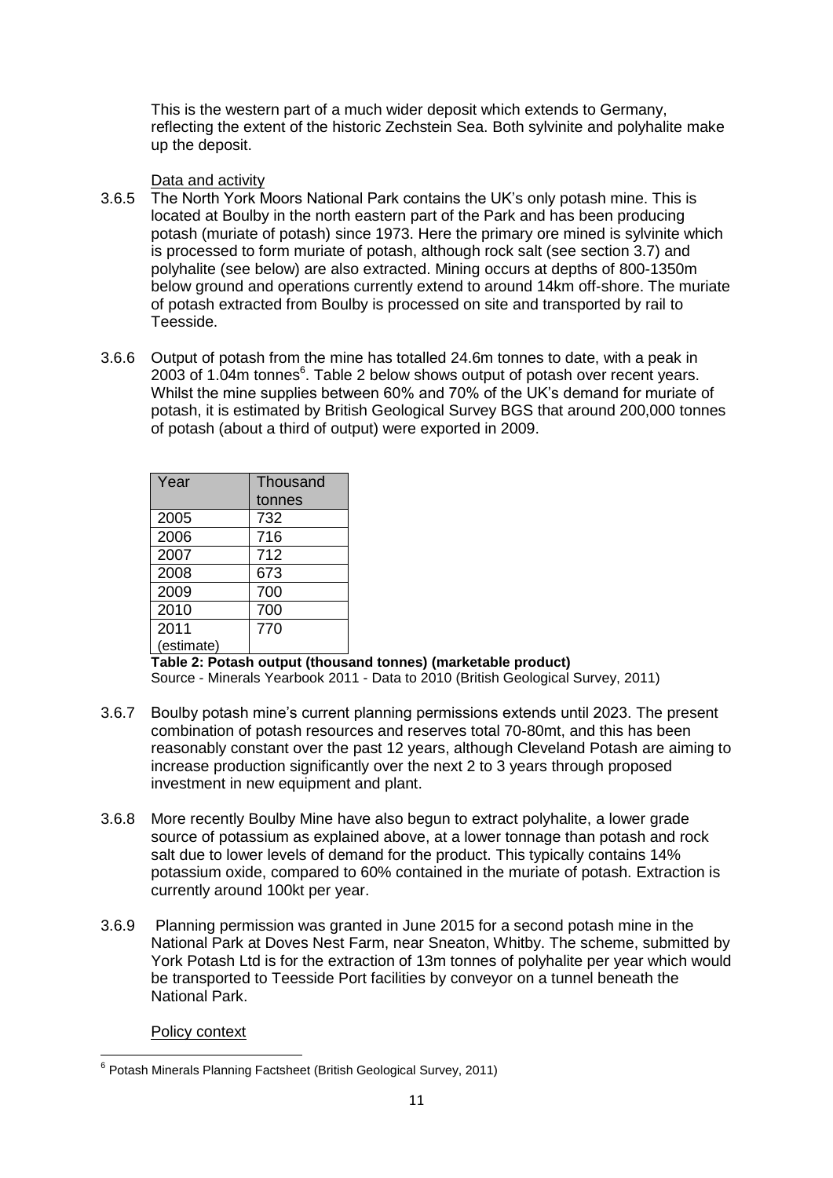This is the western part of a much wider deposit which extends to Germany, reflecting the extent of the historic Zechstein Sea. Both sylvinite and polyhalite make up the deposit.

Data and activity

3.6.5 The North York Moors National Park contains the UK's only potash mine. This is located at Boulby in the north eastern part of the Park and has been producing potash (muriate of potash) since 1973. Here the primary ore mined is sylvinite which is processed to form muriate of potash, although rock salt (see section 3.7) and polyhalite (see below) are also extracted. Mining occurs at depths of 800-1350m below ground and operations currently extend to around 14km off-shore. The muriate of potash extracted from Boulby is processed on site and transported by rail to Teesside.

3.6.6 Output of potash from the mine has totalled 24.6m tonnes to date, with a peak in 2003 of 1.04m tonnes[6]. Table 2 below shows output of potash over recent years. Whilst the mine supplies between 60% and 70% of the UK's demand for muriate of potash, it is estimated by British Geological Survey BGS that around 200,000 tonnes of potash (about a third of output) were exported in 2009.

| Year | Thousand tonnes |
|---|---|
| 2005 | 732 |
| 2006 | 716 |
| 2007 | 712 |
| 2008 | 673 |
| 2009 | 700 |
| 2010 | 700 |
| 2011 (estimate) | 770 |

**Table 2: Potash output (thousand tonnes) (marketable product)**
Source - Minerals Yearbook 2011 - Data to 2010 (British Geological Survey, 2011)

3.6.7 Boulby potash mine's current planning permissions extends until 2023. The present combination of potash resources and reserves total 70-80mt, and this has been reasonably constant over the past 12 years, although Cleveland Potash are aiming to increase production significantly over the next 2 to 3 years through proposed investment in new equipment and plant.

3.6.8 More recently Boulby Mine have also begun to extract polyhalite, a lower grade source of potassium as explained above, at a lower tonnage than potash and rock salt due to lower levels of demand for the product. This typically contains 14% potassium oxide, compared to 60% contained in the muriate of potash. Extraction is currently around 100kt per year.

3.6.9 Planning permission was granted in June 2015 for a second potash mine in the National Park at Doves Nest Farm, near Sneaton, Whitby. The scheme, submitted by York Potash Ltd is for the extraction of 13m tonnes of polyhalite per year which would be transported to Teesside Port facilities by conveyor on a tunnel beneath the National Park.

Policy context

[6] Potash Minerals Planning Factsheet (British Geological Survey, 2011)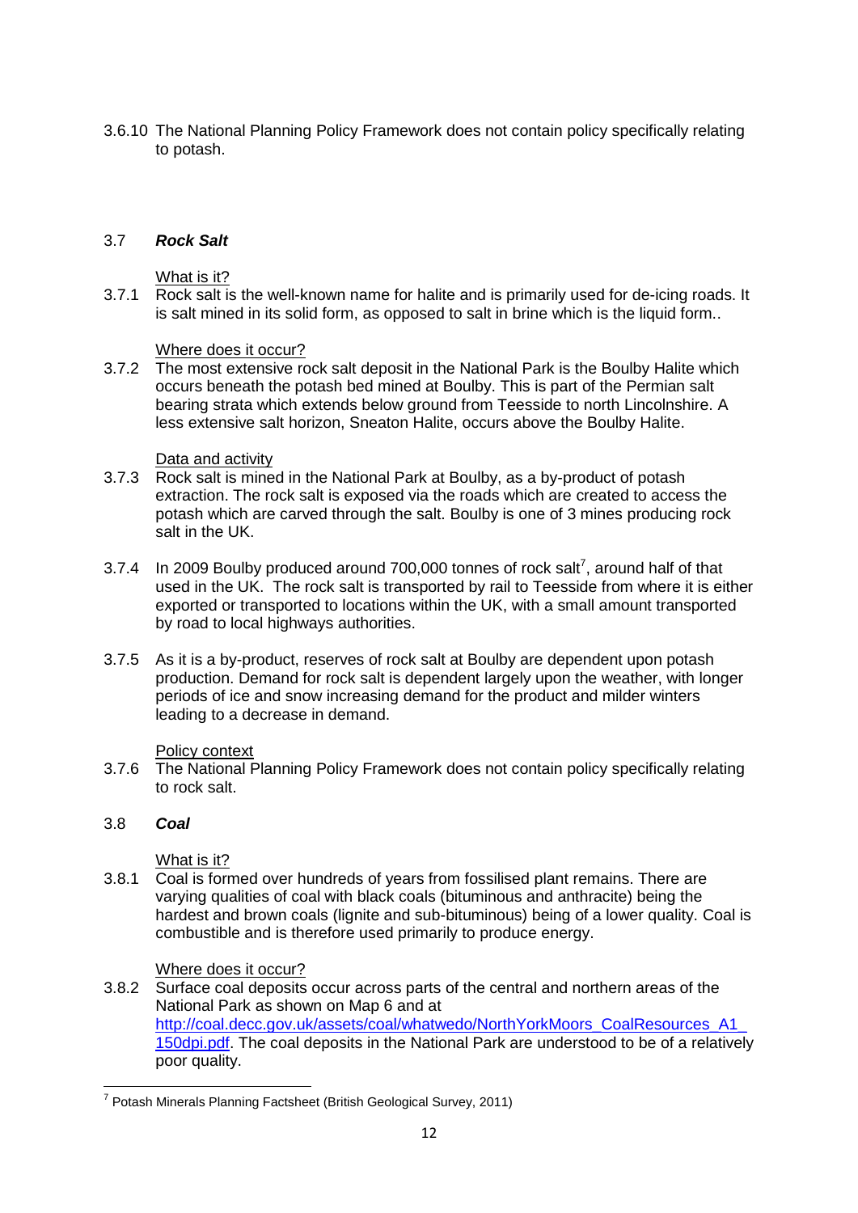3.6.10 The National Planning Policy Framework does not contain policy specifically relating to potash.

## 3.7 ***Rock Salt***

What is it?

3.7.1 Rock salt is the well-known name for halite and is primarily used for de-icing roads. It is salt mined in its solid form, as opposed to salt in brine which is the liquid form..

Where does it occur?

3.7.2 The most extensive rock salt deposit in the National Park is the Boulby Halite which occurs beneath the potash bed mined at Boulby. This is part of the Permian salt bearing strata which extends below ground from Teesside to north Lincolnshire. A less extensive salt horizon, Sneaton Halite, occurs above the Boulby Halite.

Data and activity

3.7.3 Rock salt is mined in the National Park at Boulby, as a by-product of potash extraction. The rock salt is exposed via the roads which are created to access the potash which are carved through the salt. Boulby is one of 3 mines producing rock salt in the UK.

3.7.4 In 2009 Boulby produced around 700,000 tonnes of rock salt[7], around half of that used in the UK. The rock salt is transported by rail to Teesside from where it is either exported or transported to locations within the UK, with a small amount transported by road to local highways authorities.

3.7.5 As it is a by-product, reserves of rock salt at Boulby are dependent upon potash production. Demand for rock salt is dependent largely upon the weather, with longer periods of ice and snow increasing demand for the product and milder winters leading to a decrease in demand.

Policy context

3.7.6 The National Planning Policy Framework does not contain policy specifically relating to rock salt.

## 3.8 ***Coal***

What is it?

3.8.1 Coal is formed over hundreds of years from fossilised plant remains. There are varying qualities of coal with black coals (bituminous and anthracite) being the hardest and brown coals (lignite and sub-bituminous) being of a lower quality. Coal is combustible and is therefore used primarily to produce energy.

Where does it occur?

3.8.2 Surface coal deposits occur across parts of the central and northern areas of the National Park as shown on Map 6 and at http://coal.decc.gov.uk/assets/coal/whatwedo/NorthYorkMoors_CoalResources_A1_150dpi.pdf. The coal deposits in the National Park are understood to be of a relatively poor quality.

---

[7] Potash Minerals Planning Factsheet (British Geological Survey, 2011)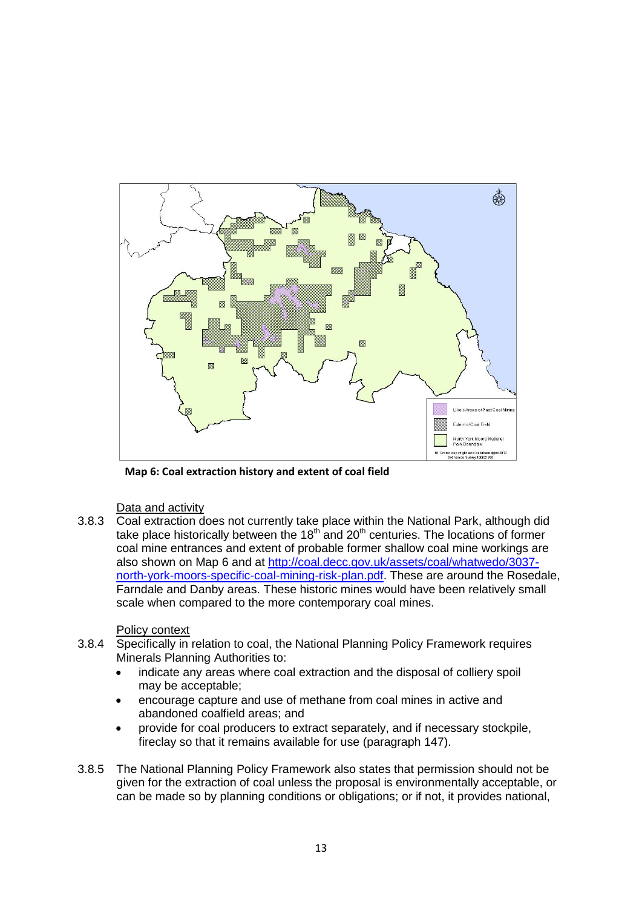**Map 6: Coal extraction history and extent of coal field**

Data and activity

3.8.3 Coal extraction does not currently take place within the National Park, although did take place historically between the 18th and 20th centuries. The locations of former coal mine entrances and extent of probable former shallow coal mine workings are also shown on Map 6 and at [http://coal.decc.gov.uk/assets/coal/whatwedo/3037-north-york-moors-specific-coal-mining-risk-plan.pdf](http://coal.decc.gov.uk/assets/coal/whatwedo/3037-north-york-moors-specific-coal-mining-risk-plan.pdf). These are around the Rosedale, Farndale and Danby areas. These historic mines would have been relatively small scale when compared to the more contemporary coal mines.

Policy context

3.8.4 Specifically in relation to coal, the National Planning Policy Framework requires Minerals Planning Authorities to:

- indicate any areas where coal extraction and the disposal of colliery spoil may be acceptable;
- encourage capture and use of methane from coal mines in active and abandoned coalfield areas; and
- provide for coal producers to extract separately, and if necessary stockpile, fireclay so that it remains available for use (paragraph 147).

3.8.5 The National Planning Policy Framework also states that permission should not be given for the extraction of coal unless the proposal is environmentally acceptable, or can be made so by planning conditions or obligations; or if not, it provides national,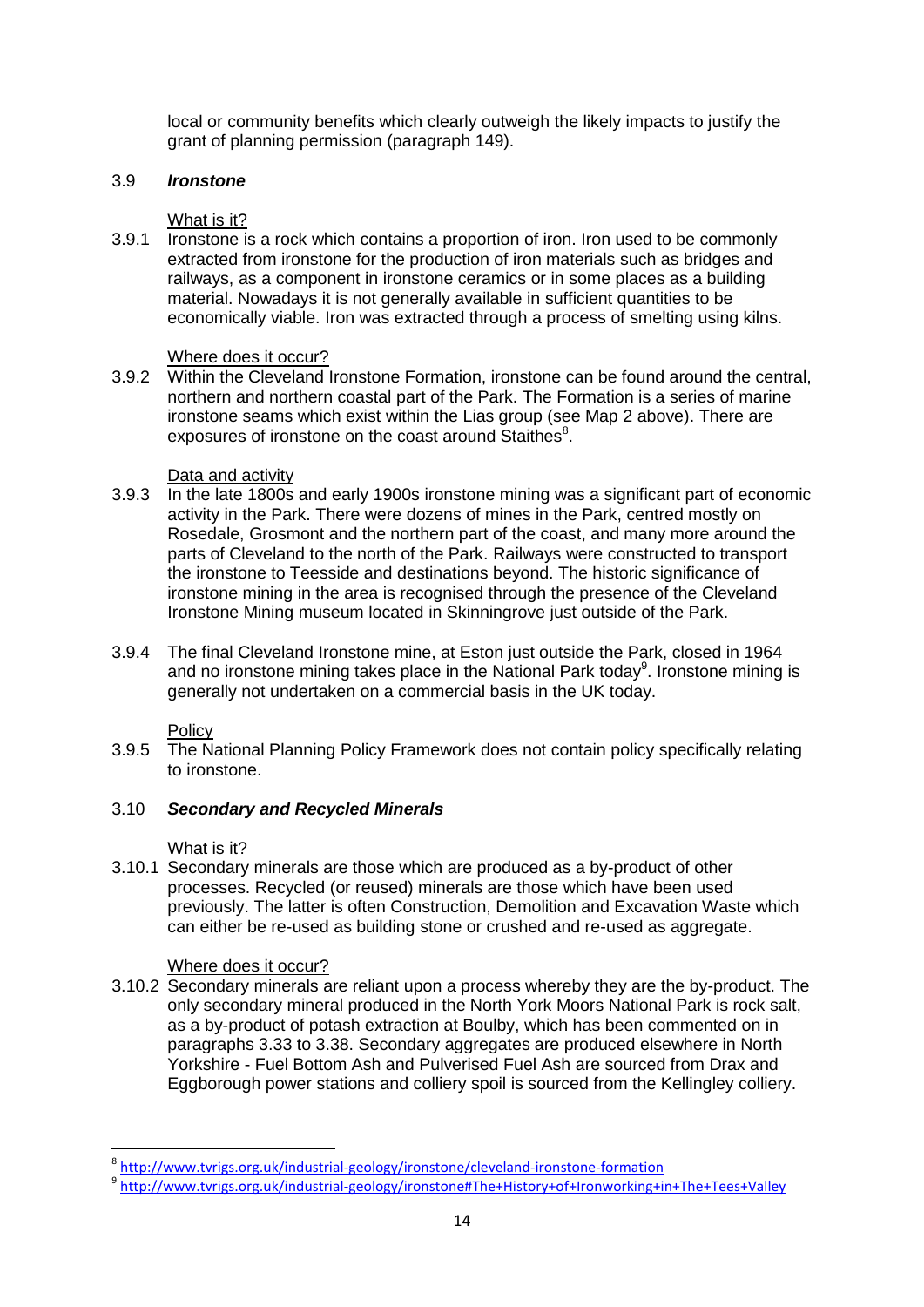local or community benefits which clearly outweigh the likely impacts to justify the grant of planning permission (paragraph 149).

### 3.9 ***Ironstone***

What is it?

3.9.1 Ironstone is a rock which contains a proportion of iron. Iron used to be commonly extracted from ironstone for the production of iron materials such as bridges and railways, as a component in ironstone ceramics or in some places as a building material. Nowadays it is not generally available in sufficient quantities to be economically viable. Iron was extracted through a process of smelting using kilns.

Where does it occur?

3.9.2 Within the Cleveland Ironstone Formation, ironstone can be found around the central, northern and northern coastal part of the Park. The Formation is a series of marine ironstone seams which exist within the Lias group (see Map 2 above). There are exposures of ironstone on the coast around Staithes[8].

Data and activity

3.9.3 In the late 1800s and early 1900s ironstone mining was a significant part of economic activity in the Park. There were dozens of mines in the Park, centred mostly on Rosedale, Grosmont and the northern part of the coast, and many more around the parts of Cleveland to the north of the Park. Railways were constructed to transport the ironstone to Teesside and destinations beyond. The historic significance of ironstone mining in the area is recognised through the presence of the Cleveland Ironstone Mining museum located in Skinningrove just outside of the Park.

3.9.4 The final Cleveland Ironstone mine, at Eston just outside the Park, closed in 1964 and no ironstone mining takes place in the National Park today[9]. Ironstone mining is generally not undertaken on a commercial basis in the UK today.

Policy

3.9.5 The National Planning Policy Framework does not contain policy specifically relating to ironstone.

### 3.10 ***Secondary and Recycled Minerals***

What is it?

3.10.1 Secondary minerals are those which are produced as a by-product of other processes. Recycled (or reused) minerals are those which have been used previously. The latter is often Construction, Demolition and Excavation Waste which can either be re-used as building stone or crushed and re-used as aggregate.

Where does it occur?

3.10.2 Secondary minerals are reliant upon a process whereby they are the by-product. The only secondary mineral produced in the North York Moors National Park is rock salt, as a by-product of potash extraction at Boulby, which has been commented on in paragraphs 3.33 to 3.38. Secondary aggregates are produced elsewhere in North Yorkshire - Fuel Bottom Ash and Pulverised Fuel Ash are sourced from Drax and Eggborough power stations and colliery spoil is sourced from the Kellingley colliery.

---

[8] http://www.tvrigs.org.uk/industrial-geology/ironstone/cleveland-ironstone-formation

[9] http://www.tvrigs.org.uk/industrial-geology/ironstone#The+History+of+Ironworking+in+The+Tees+Valley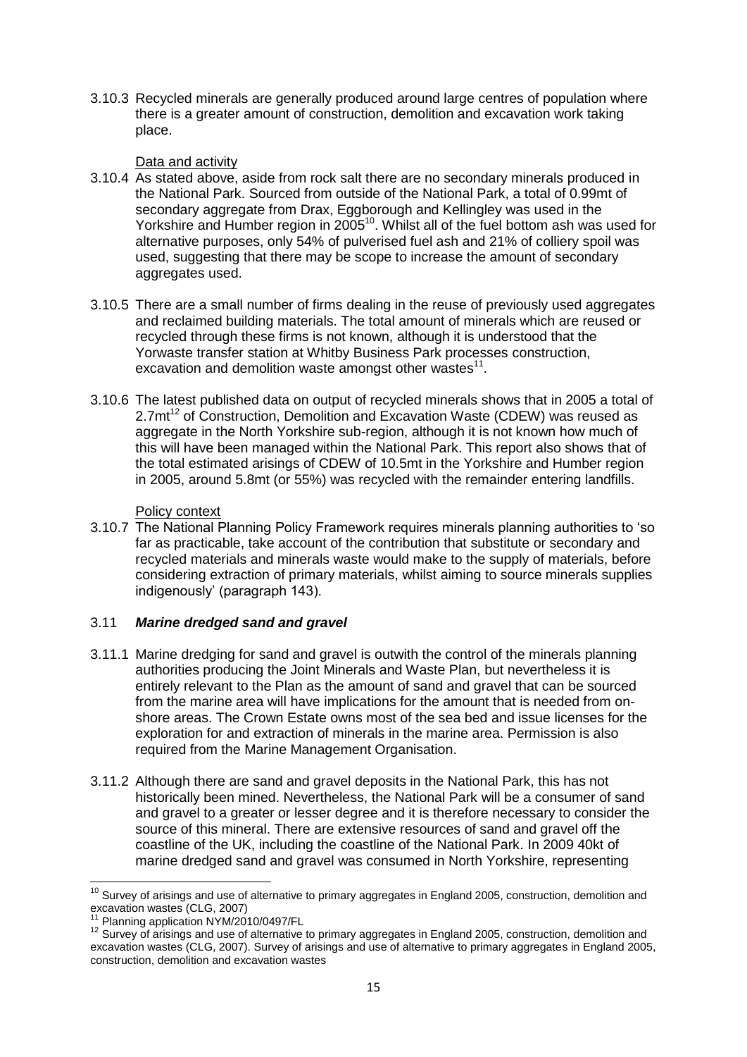3.10.3 Recycled minerals are generally produced around large centres of population where there is a greater amount of construction, demolition and excavation work taking place.

Data and activity

3.10.4 As stated above, aside from rock salt there are no secondary minerals produced in the National Park. Sourced from outside of the National Park, a total of 0.99mt of secondary aggregate from Drax, Eggborough and Kellingley was used in the Yorkshire and Humber region in 2005[10]. Whilst all of the fuel bottom ash was used for alternative purposes, only 54% of pulverised fuel ash and 21% of colliery spoil was used, suggesting that there may be scope to increase the amount of secondary aggregates used.

3.10.5 There are a small number of firms dealing in the reuse of previously used aggregates and reclaimed building materials. The total amount of minerals which are reused or recycled through these firms is not known, although it is understood that the Yorwaste transfer station at Whitby Business Park processes construction, excavation and demolition waste amongst other wastes[11].

3.10.6 The latest published data on output of recycled minerals shows that in 2005 a total of 2.7mt[12] of Construction, Demolition and Excavation Waste (CDEW) was reused as aggregate in the North Yorkshire sub-region, although it is not known how much of this will have been managed within the National Park. This report also shows that of the total estimated arisings of CDEW of 10.5mt in the Yorkshire and Humber region in 2005, around 5.8mt (or 55%) was recycled with the remainder entering landfills.

Policy context

3.10.7 The National Planning Policy Framework requires minerals planning authorities to 'so far as practicable, take account of the contribution that substitute or secondary and recycled materials and minerals waste would make to the supply of materials, before considering extraction of primary materials, whilst aiming to source minerals supplies indigenously' (paragraph 143).

### 3.11 ***Marine dredged sand and gravel***

3.11.1 Marine dredging for sand and gravel is outwith the control of the minerals planning authorities producing the Joint Minerals and Waste Plan, but nevertheless it is entirely relevant to the Plan as the amount of sand and gravel that can be sourced from the marine area will have implications for the amount that is needed from on-shore areas. The Crown Estate owns most of the sea bed and issue licenses for the exploration for and extraction of minerals in the marine area. Permission is also required from the Marine Management Organisation.

3.11.2 Although there are sand and gravel deposits in the National Park, this has not historically been mined. Nevertheless, the National Park will be a consumer of sand and gravel to a greater or lesser degree and it is therefore necessary to consider the source of this mineral. There are extensive resources of sand and gravel off the coastline of the UK, including the coastline of the National Park. In 2009 40kt of marine dredged sand and gravel was consumed in North Yorkshire, representing

---

[10] Survey of arisings and use of alternative to primary aggregates in England 2005, construction, demolition and excavation wastes (CLG, 2007)

[11] Planning application NYM/2010/0497/FL

[12] Survey of arisings and use of alternative to primary aggregates in England 2005, construction, demolition and excavation wastes (CLG, 2007). Survey of arisings and use of alternative to primary aggregates in England 2005, construction, demolition and excavation wastes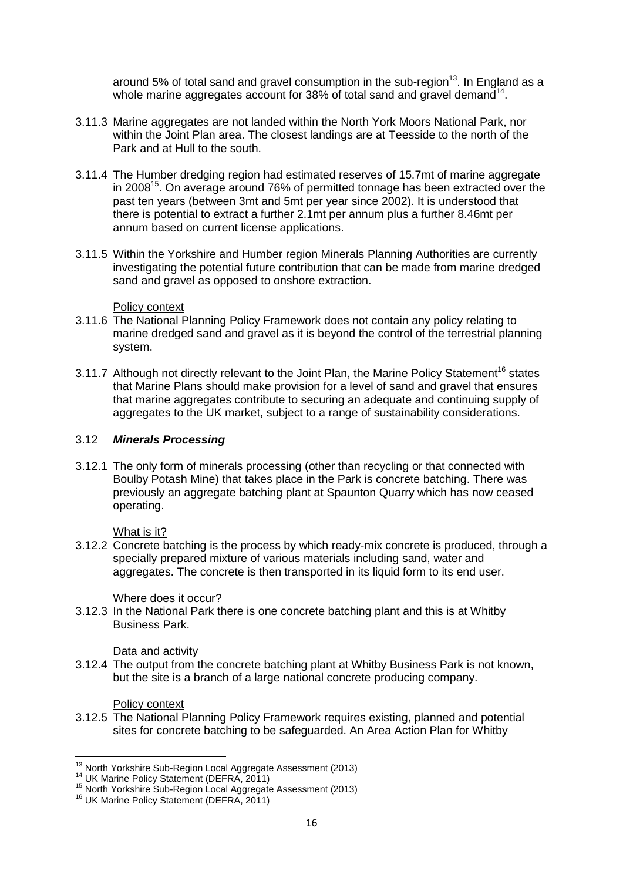around 5% of total sand and gravel consumption in the sub-region[13]. In England as a whole marine aggregates account for 38% of total sand and gravel demand[14].

3.11.3 Marine aggregates are not landed within the North York Moors National Park, nor within the Joint Plan area. The closest landings are at Teesside to the north of the Park and at Hull to the south.

3.11.4 The Humber dredging region had estimated reserves of 15.7mt of marine aggregate in 2008[15]. On average around 76% of permitted tonnage has been extracted over the past ten years (between 3mt and 5mt per year since 2002). It is understood that there is potential to extract a further 2.1mt per annum plus a further 8.46mt per annum based on current license applications.

3.11.5 Within the Yorkshire and Humber region Minerals Planning Authorities are currently investigating the potential future contribution that can be made from marine dredged sand and gravel as opposed to onshore extraction.

Policy context

3.11.6 The National Planning Policy Framework does not contain any policy relating to marine dredged sand and gravel as it is beyond the control of the terrestrial planning system.

3.11.7 Although not directly relevant to the Joint Plan, the Marine Policy Statement[16] states that Marine Plans should make provision for a level of sand and gravel that ensures that marine aggregates contribute to securing an adequate and continuing supply of aggregates to the UK market, subject to a range of sustainability considerations.

### 3.12 ***Minerals Processing***

3.12.1 The only form of minerals processing (other than recycling or that connected with Boulby Potash Mine) that takes place in the Park is concrete batching. There was previously an aggregate batching plant at Spaunton Quarry which has now ceased operating.

What is it?

3.12.2 Concrete batching is the process by which ready-mix concrete is produced, through a specially prepared mixture of various materials including sand, water and aggregates. The concrete is then transported in its liquid form to its end user.

Where does it occur?

3.12.3 In the National Park there is one concrete batching plant and this is at Whitby Business Park.

Data and activity

3.12.4 The output from the concrete batching plant at Whitby Business Park is not known, but the site is a branch of a large national concrete producing company.

Policy context

3.12.5 The National Planning Policy Framework requires existing, planned and potential sites for concrete batching to be safeguarded. An Area Action Plan for Whitby

---

[13] North Yorkshire Sub-Region Local Aggregate Assessment (2013)
[14] UK Marine Policy Statement (DEFRA, 2011)
[15] North Yorkshire Sub-Region Local Aggregate Assessment (2013)
[16] UK Marine Policy Statement (DEFRA, 2011)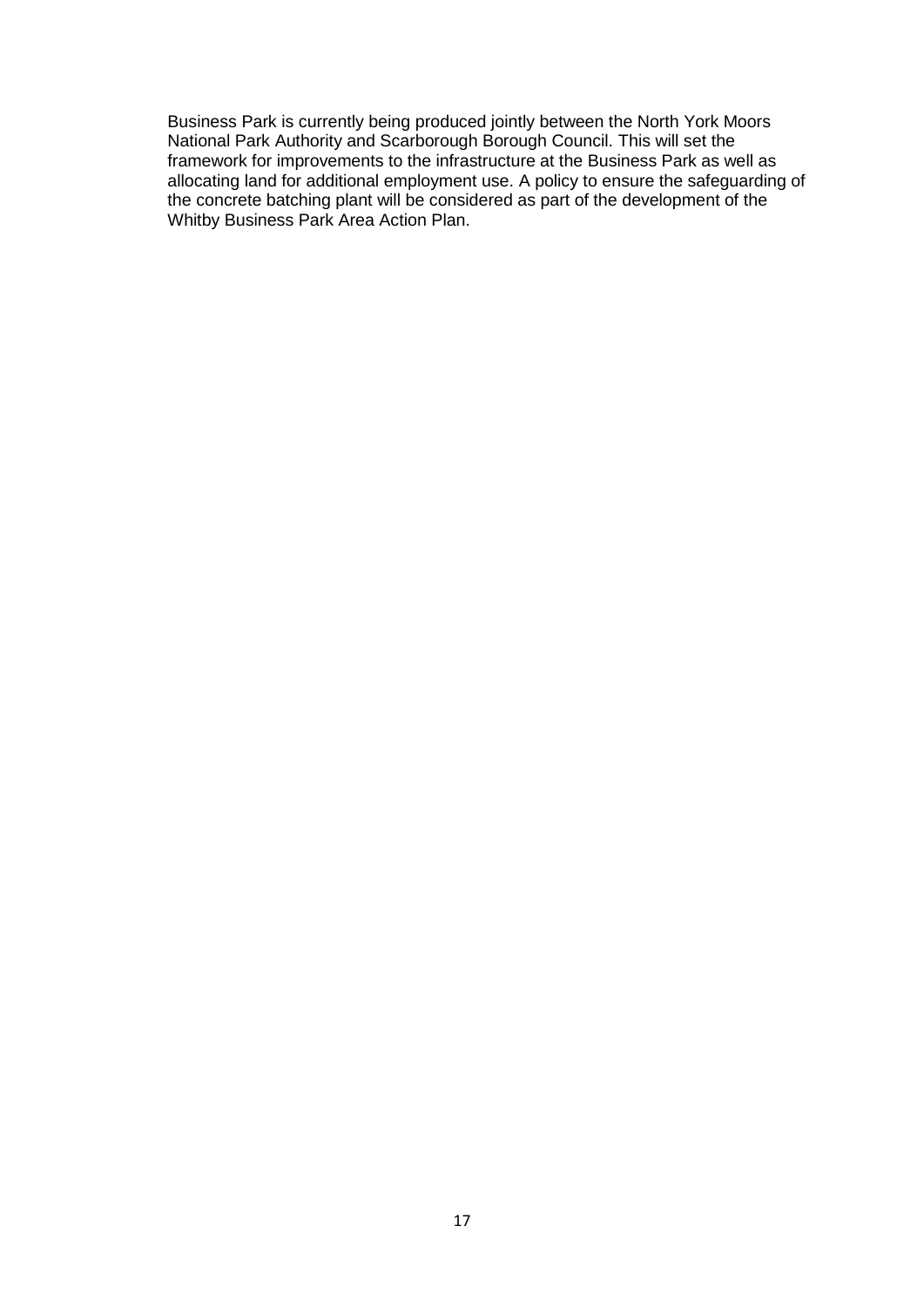Business Park is currently being produced jointly between the North York Moors National Park Authority and Scarborough Borough Council. This will set the framework for improvements to the infrastructure at the Business Park as well as allocating land for additional employment use. A policy to ensure the safeguarding of the concrete batching plant will be considered as part of the development of the Whitby Business Park Area Action Plan.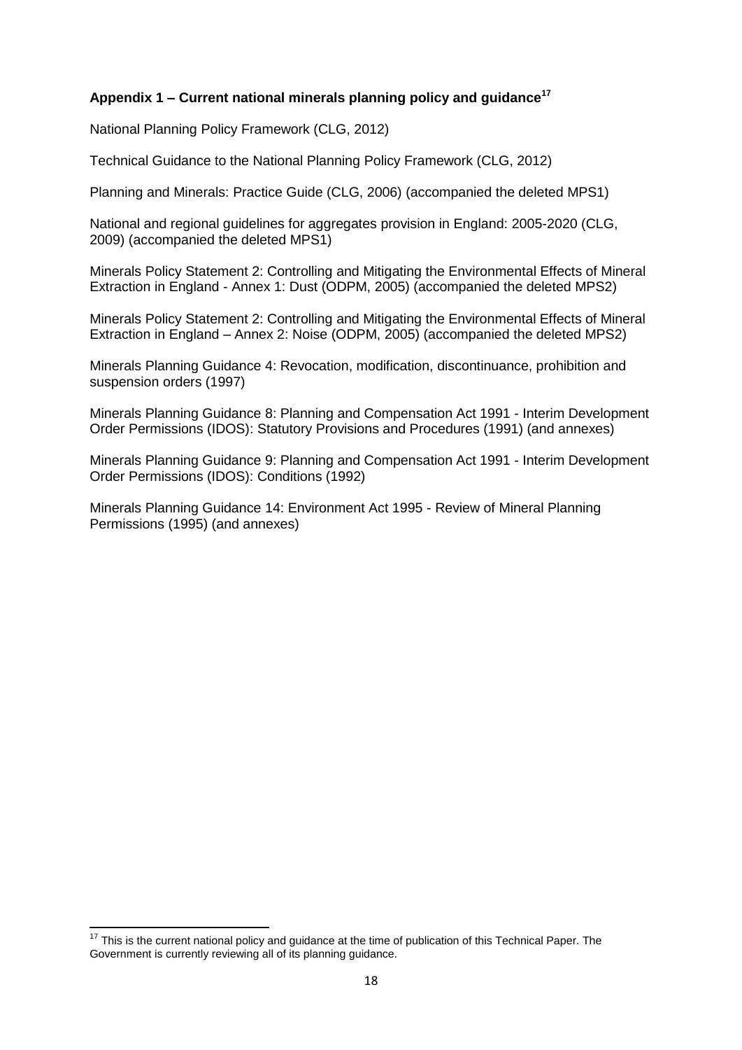## Appendix 1 – Current national minerals planning policy and guidance[17]

National Planning Policy Framework (CLG, 2012)

Technical Guidance to the National Planning Policy Framework (CLG, 2012)

Planning and Minerals: Practice Guide (CLG, 2006) (accompanied the deleted MPS1)

National and regional guidelines for aggregates provision in England: 2005-2020 (CLG, 2009) (accompanied the deleted MPS1)

Minerals Policy Statement 2: Controlling and Mitigating the Environmental Effects of Mineral Extraction in England - Annex 1: Dust (ODPM, 2005) (accompanied the deleted MPS2)

Minerals Policy Statement 2: Controlling and Mitigating the Environmental Effects of Mineral Extraction in England – Annex 2: Noise (ODPM, 2005) (accompanied the deleted MPS2)

Minerals Planning Guidance 4: Revocation, modification, discontinuance, prohibition and suspension orders (1997)

Minerals Planning Guidance 8: Planning and Compensation Act 1991 - Interim Development Order Permissions (IDOS): Statutory Provisions and Procedures (1991) (and annexes)

Minerals Planning Guidance 9: Planning and Compensation Act 1991 - Interim Development Order Permissions (IDOS): Conditions (1992)

Minerals Planning Guidance 14: Environment Act 1995 - Review of Mineral Planning Permissions (1995) (and annexes)

---

[17] This is the current national policy and guidance at the time of publication of this Technical Paper. The Government is currently reviewing all of its planning guidance.